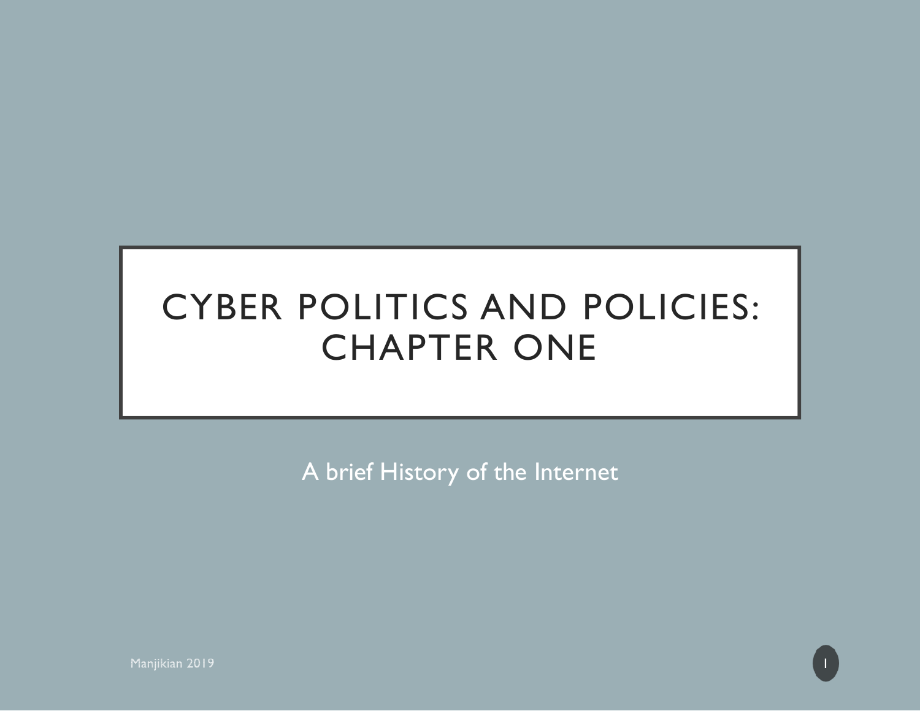# CYBER POLITICS AND POLICIES: CHAPTER ONE

A brief History of the Internet

Manjikian 2019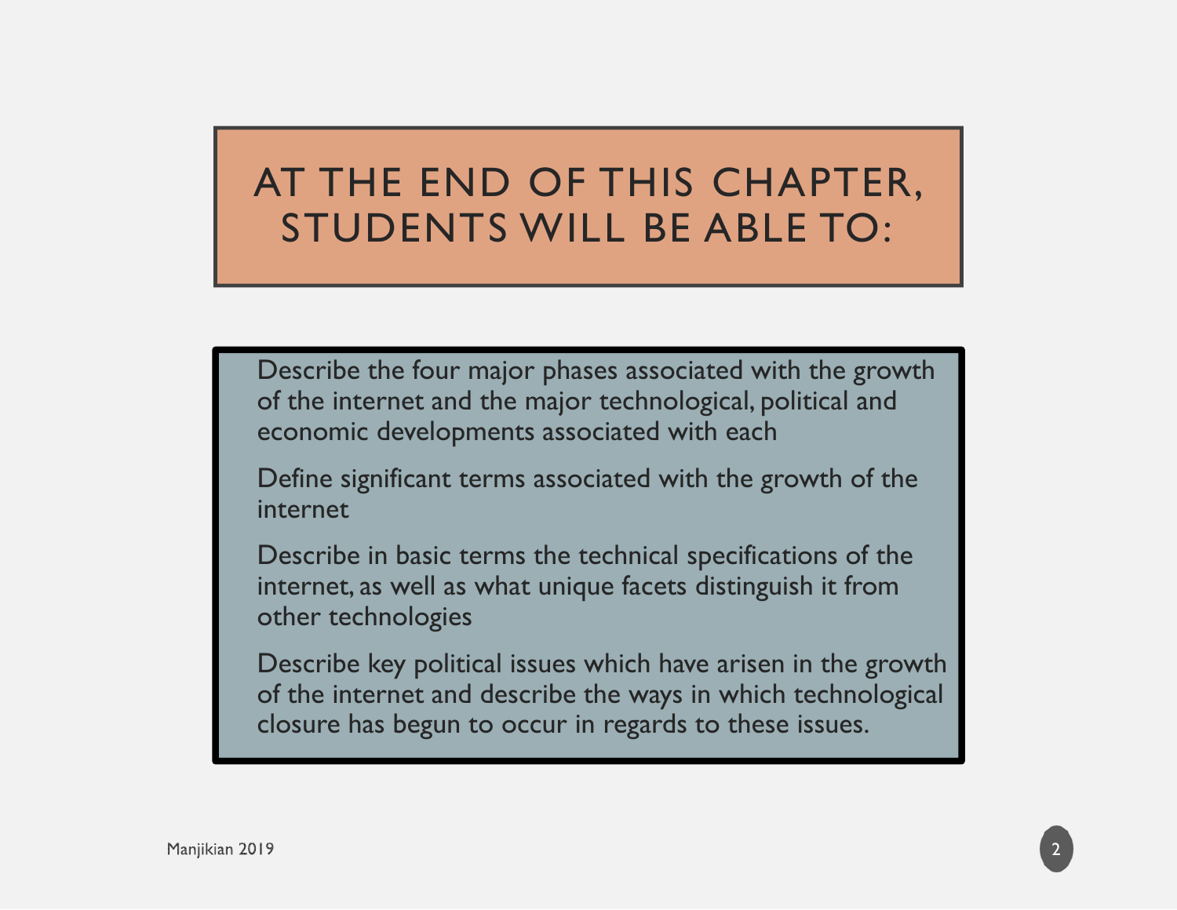# AT THE END OF THIS CHAPTER, STUDENTS WILL BE ABLE TO:

- Describe the four major phases associated with the growth of the internet and the major technological, political and economic developments associated with each
- Define significant terms associated with the growth of the internet
- Describe in basic terms the technical specifications of the internet, as well as what unique facets distinguish it from other technologies
- Describe key political issues which have arisen in the growth of the internet and describe the ways in which technological closure has begun to occur in regards to these issues.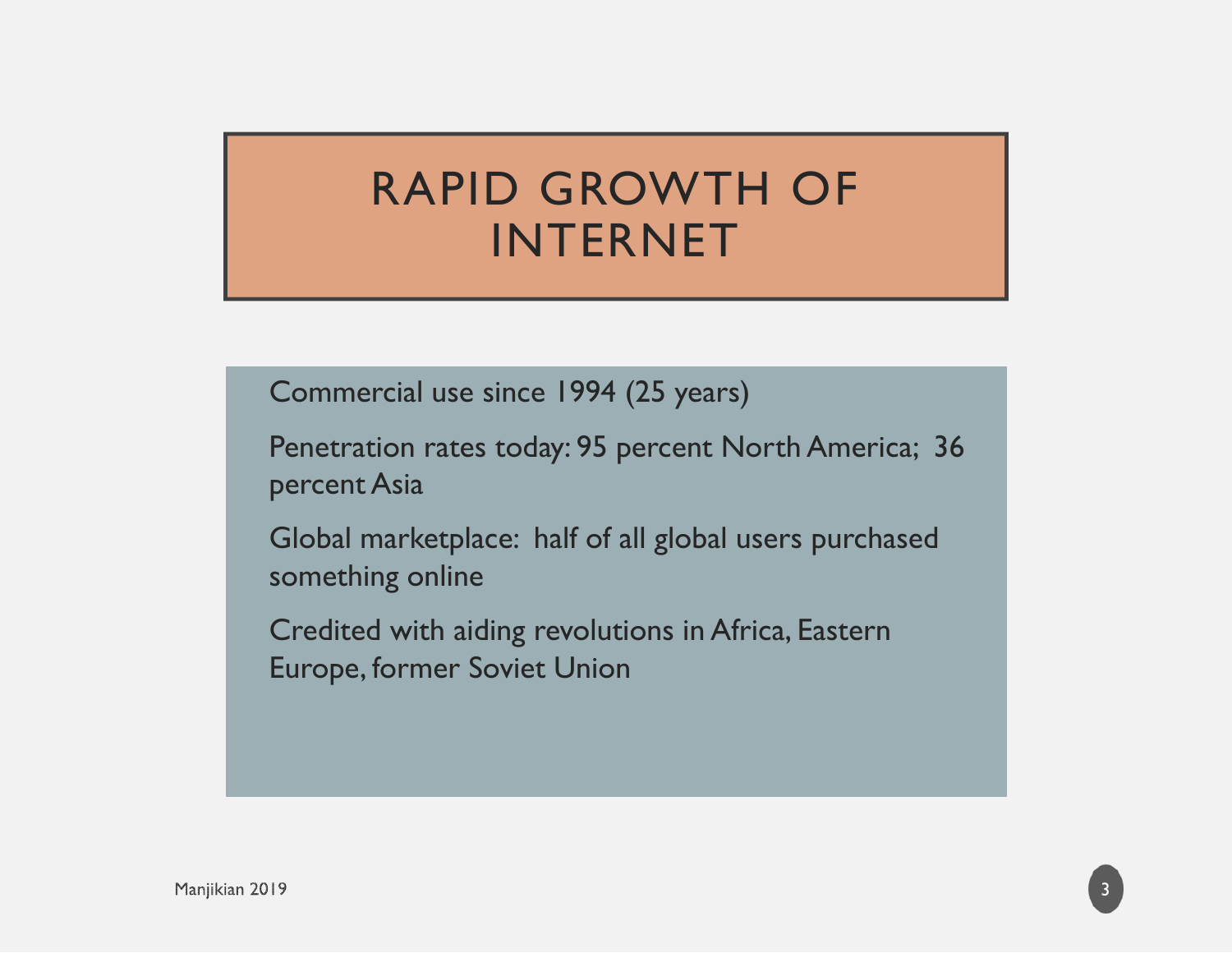# RAPID GROWTH OF INTERNET

- Commercial use since 1994 (25 years)
- Penetration rates today: 95 percent North America; 36 percent Asia
- Global marketplace: half of all global users purchased something online
- Credited with aiding revolutions in Africa, Eastern Europe, former Soviet Union

Manjikian 2019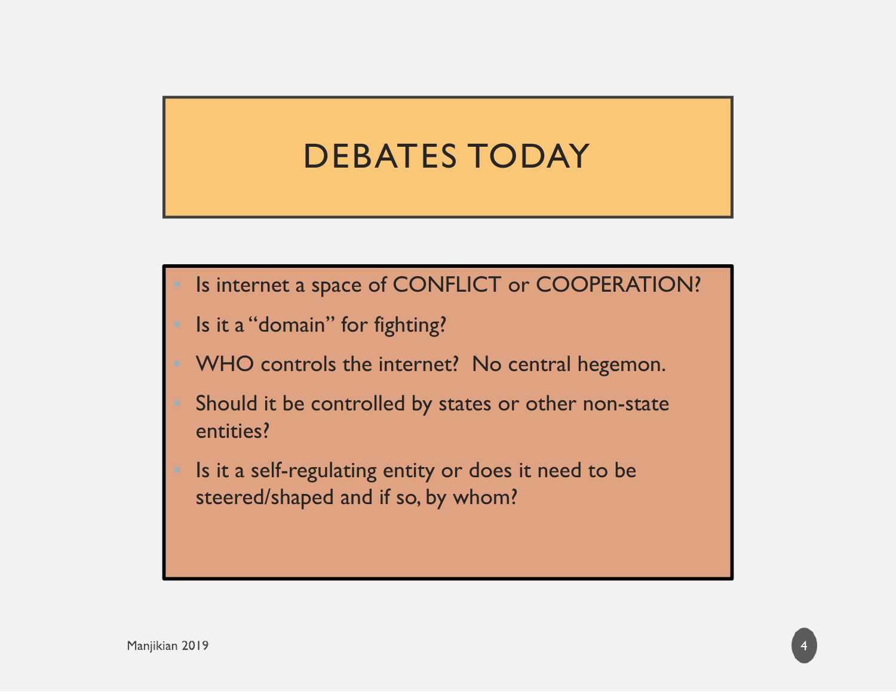# DEBATES TODAY

- Is internet a space of CONFLICT or COOPERATION?
- Is it a "domain" for fighting?
- WHO controls the internet?  No central hegemon.
- Should it be controlled by states or other non-state entities?
- Is it a self-regulating entity or does it need to be steered/shaped and if so, by whom?

Manjikian 2019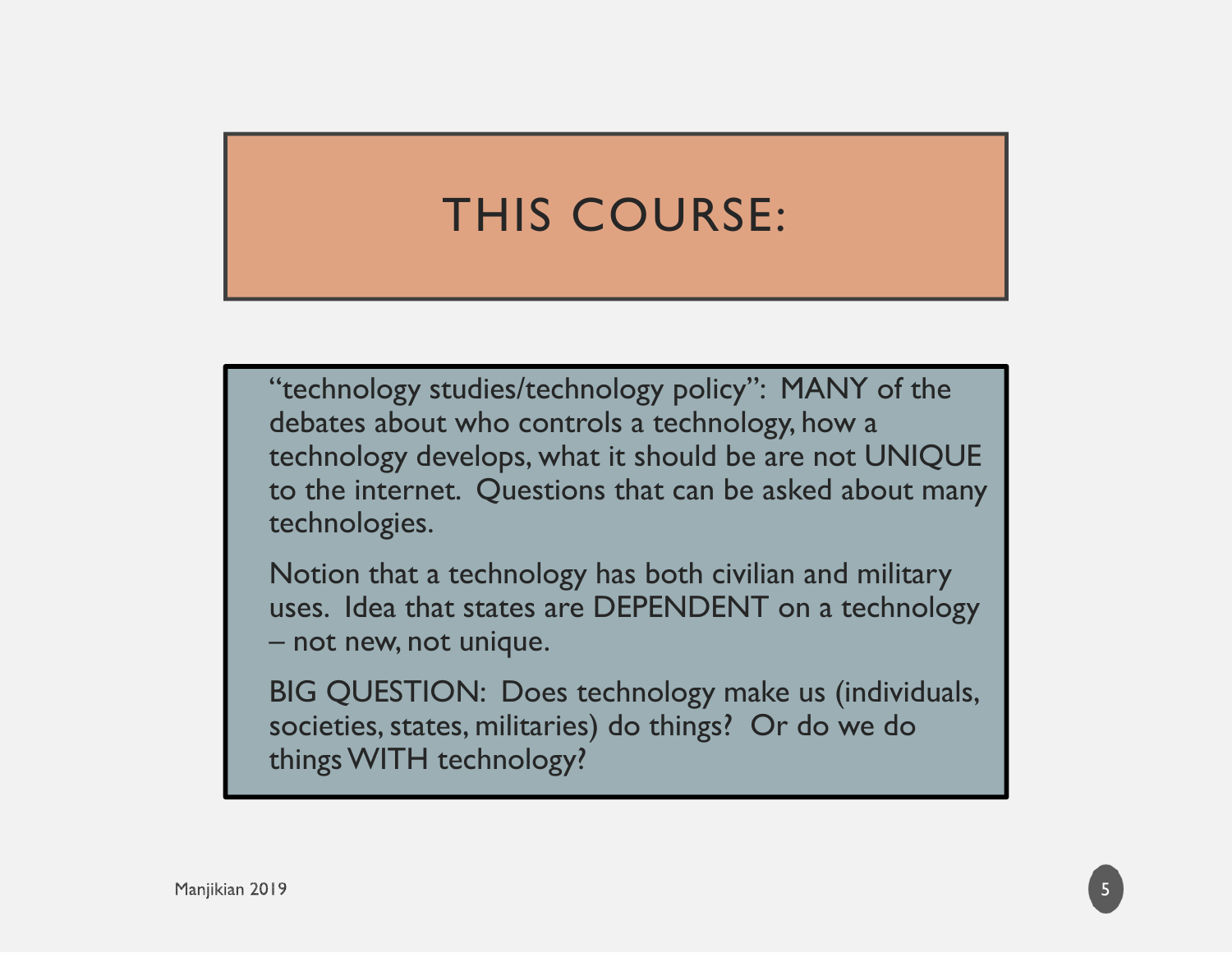# THIS COURSE:

"technology studies/technology policy": MANY of the debates about who controls a technology, how a technology develops, what it should be are not UNIQUE to the internet. Questions that can be asked about many technologies.

Notion that a technology has both civilian and military uses. Idea that states are DEPENDENT on a technology – not new, not unique.

BIG QUESTION: Does technology make us (individuals, societies, states, militaries) do things? Or do we do things WITH technology?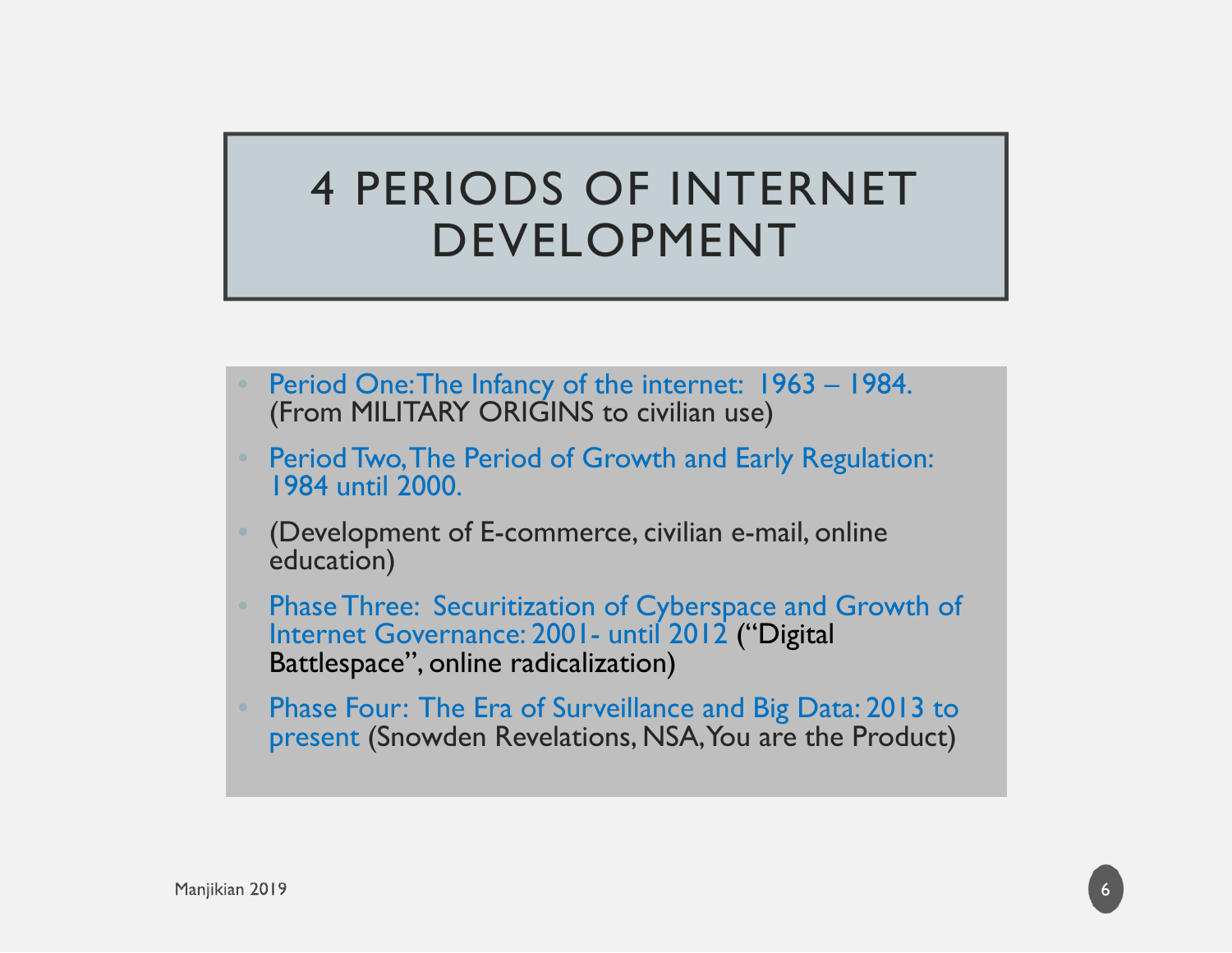# 4 PERIODS OF INTERNET DEVELOPMENT

- Period One: The Infancy of the internet: 1963 – 1984. (From MILITARY ORIGINS to civilian use)
- Period Two, The Period of Growth and Early Regulation: 1984 until 2000.
- (Development of E-commerce, civilian e-mail, online education)
- Phase Three: Securitization of Cyberspace and Growth of Internet Governance: 2001- until 2012 ("Digital Battlespace", online radicalization)
- Phase Four: The Era of Surveillance and Big Data: 2013 to present (Snowden Revelations, NSA, You are the Product)

Manjikian 2019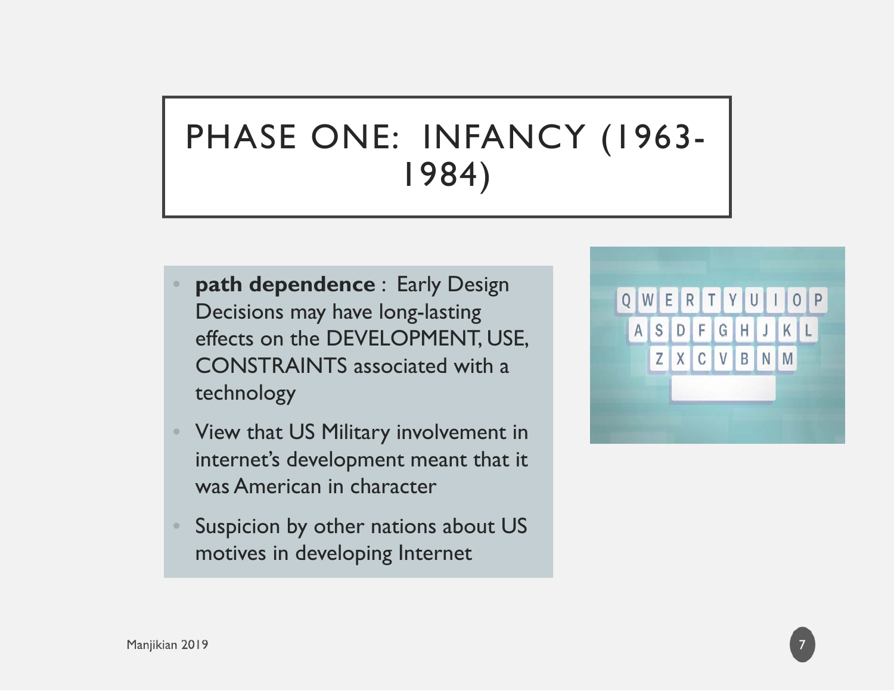# PHASE ONE: INFANCY (1963-1984)

- **path dependence** : Early Design Decisions may have long-lasting effects on the DEVELOPMENT, USE, CONSTRAINTS associated with a technology
- View that US Military involvement in internet's development meant that it was American in character
- Suspicion by other nations about US motives in developing Internet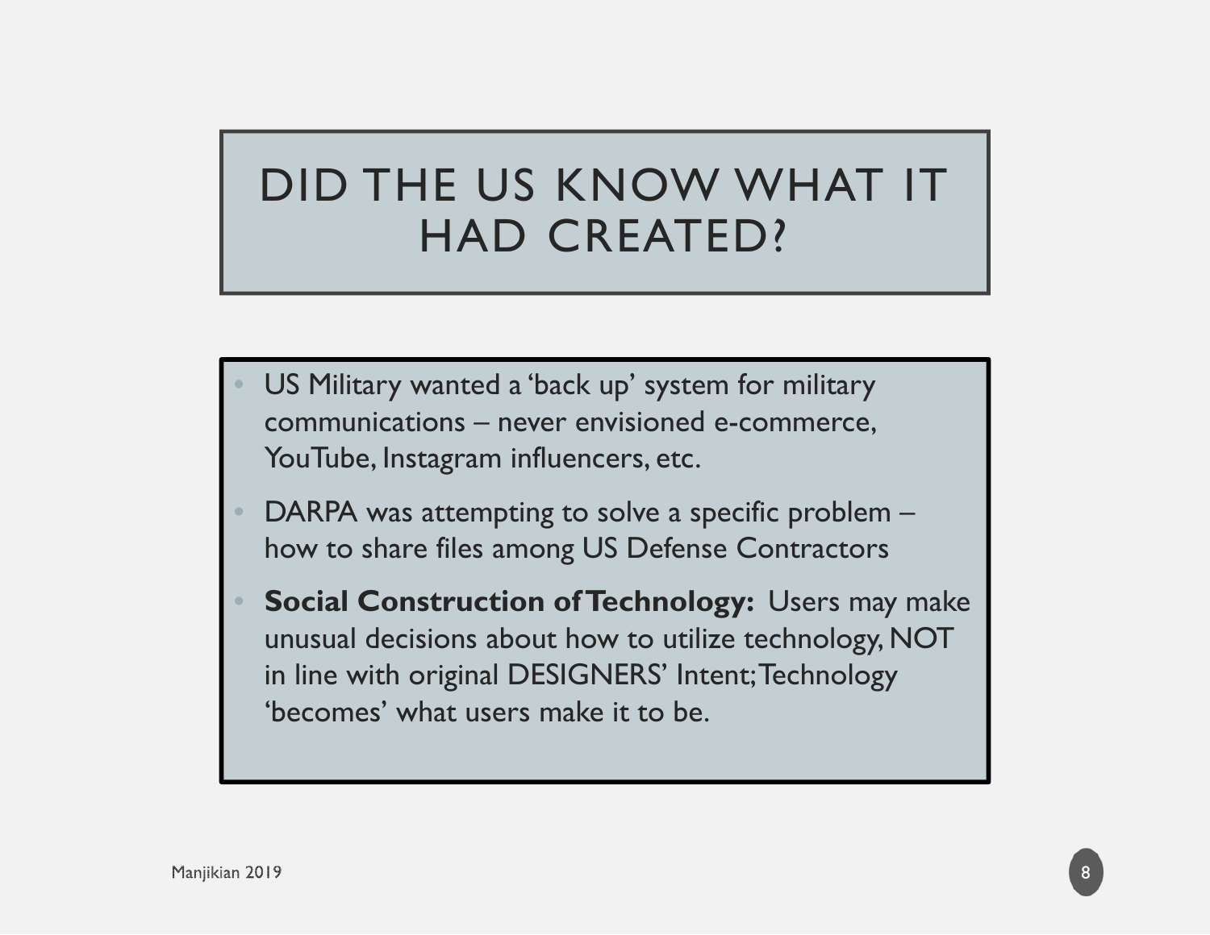# DID THE US KNOW WHAT IT HAD CREATED?

- US Military wanted a 'back up' system for military communications – never envisioned e-commerce, YouTube, Instagram influencers, etc.
- DARPA was attempting to solve a specific problem – how to share files among US Defense Contractors
- **Social Construction of Technology:** Users may make unusual decisions about how to utilize technology, NOT in line with original DESIGNERS' Intent; Technology 'becomes' what users make it to be.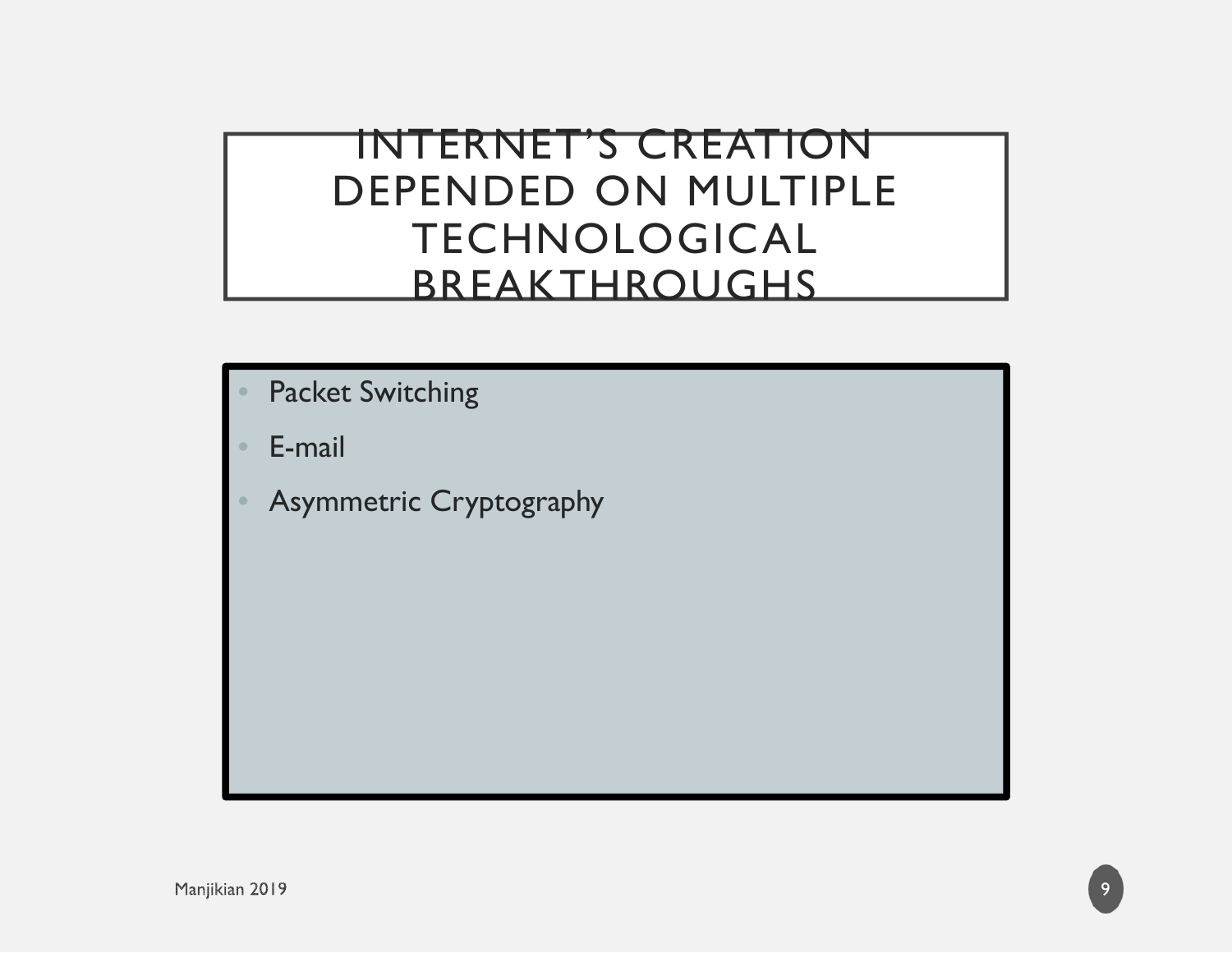# INTERNET'S CREATION DEPENDED ON MULTIPLE TECHNOLOGICAL BREAKTHROUGHS

- Packet Switching
- E-mail
- Asymmetric Cryptography

Manjikian 2019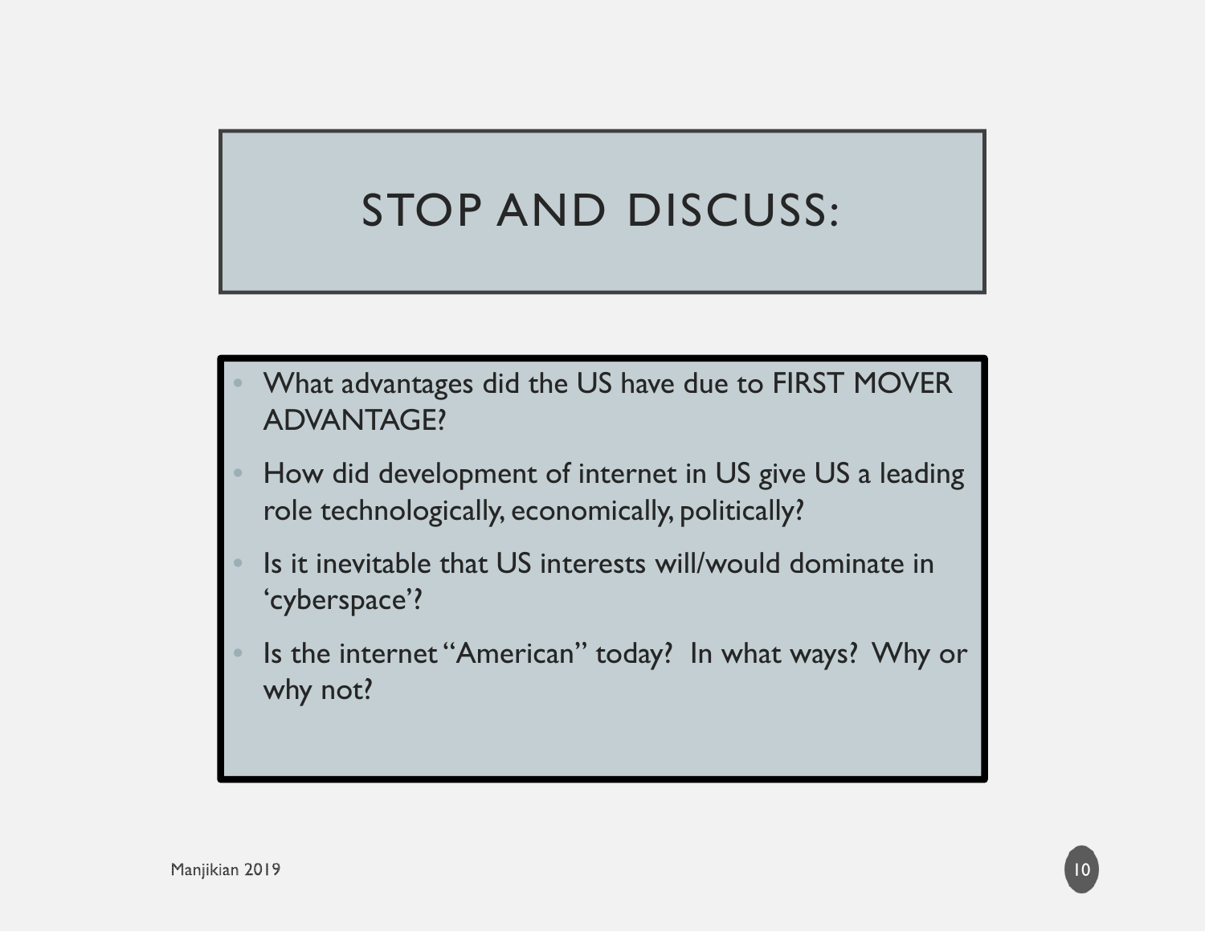# STOP AND DISCUSS:

- What advantages did the US have due to FIRST MOVER ADVANTAGE?
- How did development of internet in US give US a leading role technologically, economically, politically?
- Is it inevitable that US interests will/would dominate in ‘cyberspace’?
- Is the internet “American” today? In what ways? Why or why not?

Manjikian 2019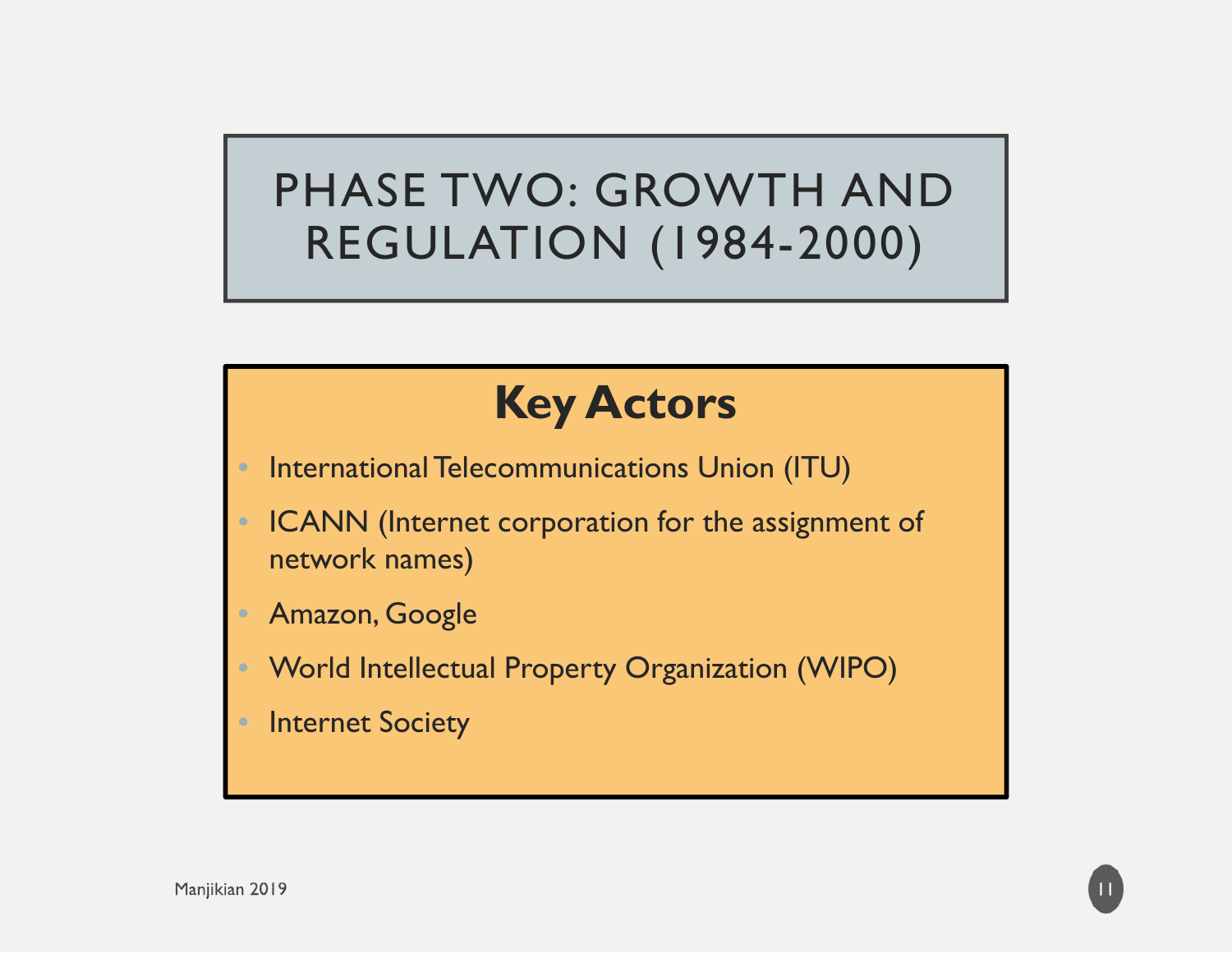# PHASE TWO: GROWTH AND REGULATION (1984-2000)

## Key Actors

- International Telecommunications Union (ITU)
- ICANN (Internet corporation for the assignment of network names)
- Amazon, Google
- World Intellectual Property Organization (WIPO)
- Internet Society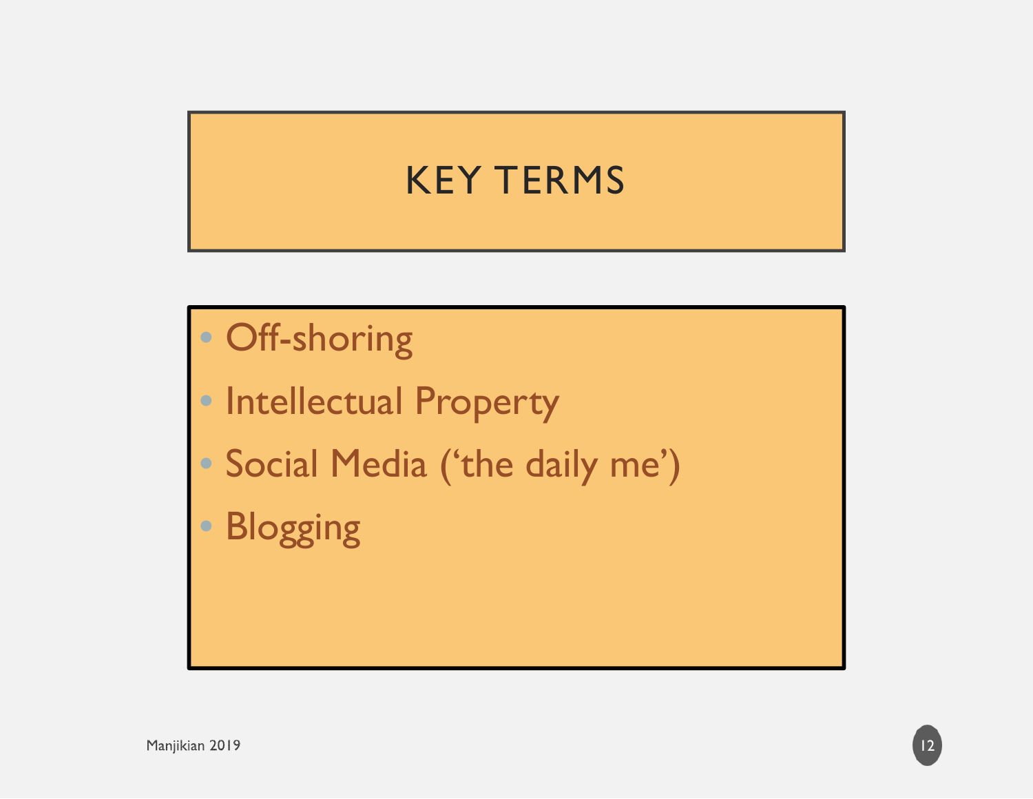# KEY TERMS

- Off-shoring
- Intellectual Property
- Social Media (‘the daily me’)
- Blogging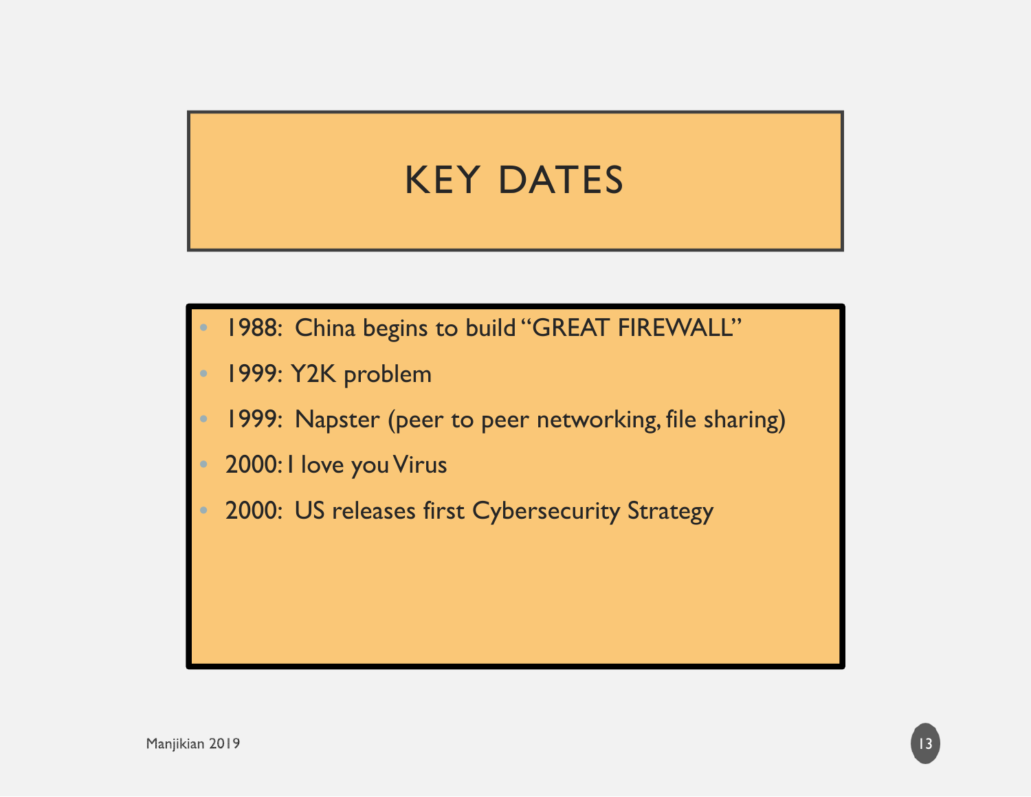# KEY DATES

- 1988: China begins to build "GREAT FIREWALL"
- 1999: Y2K problem
- 1999: Napster (peer to peer networking, file sharing)
- 2000: I love you Virus
- 2000: US releases first Cybersecurity Strategy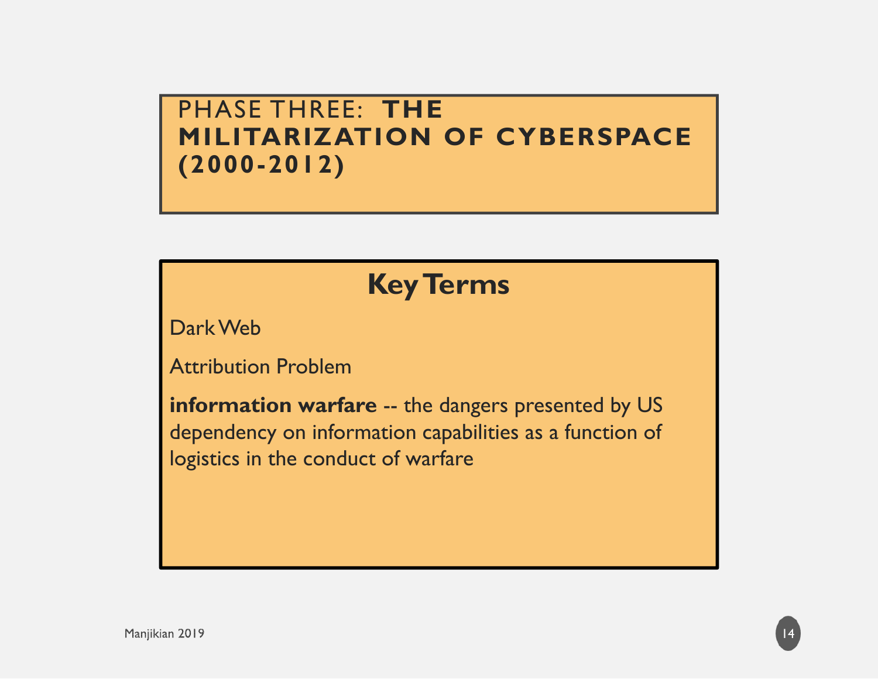# PHASE THREE: **THE MILITARIZATION OF CYBERSPACE (2000-2012)**

## Key Terms

Dark Web

Attribution Problem

**information warfare** -- the dangers presented by US dependency on information capabilities as a function of logistics in the conduct of warfare

Manjikian 2019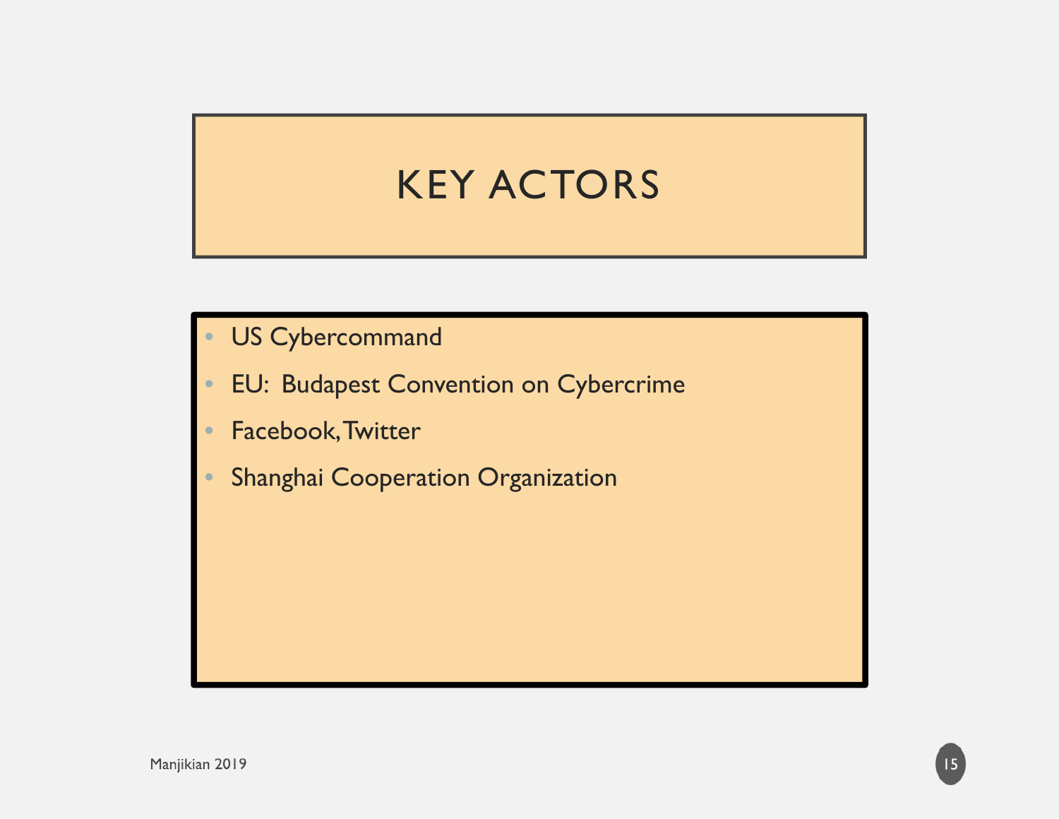# KEY ACTORS

- US Cybercommand
- EU: Budapest Convention on Cybercrime
- Facebook, Twitter
- Shanghai Cooperation Organization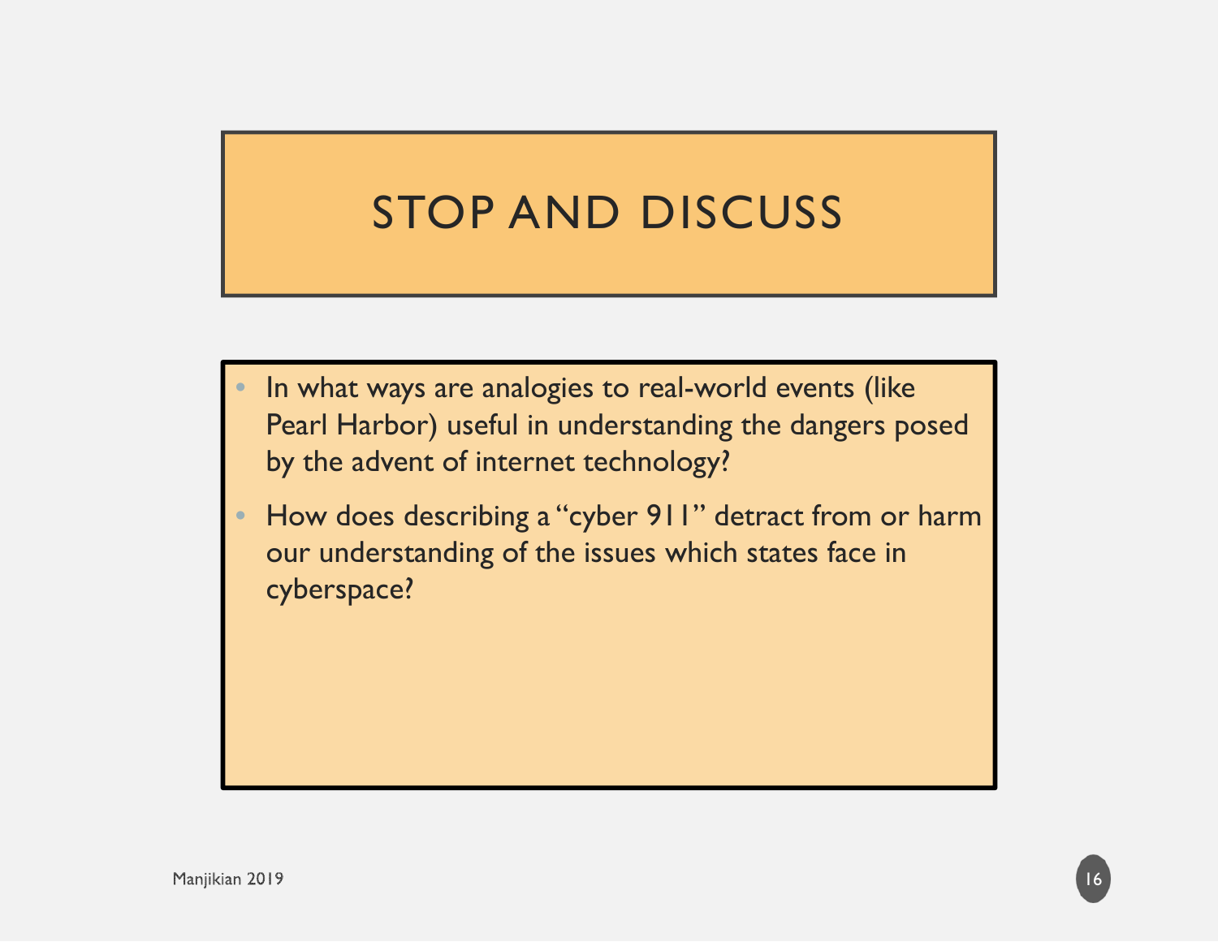# STOP AND DISCUSS

- In what ways are analogies to real-world events (like Pearl Harbor) useful in understanding the dangers posed by the advent of internet technology?
- How does describing a "cyber 911" detract from or harm our understanding of the issues which states face in cyberspace?

Manjikian 2019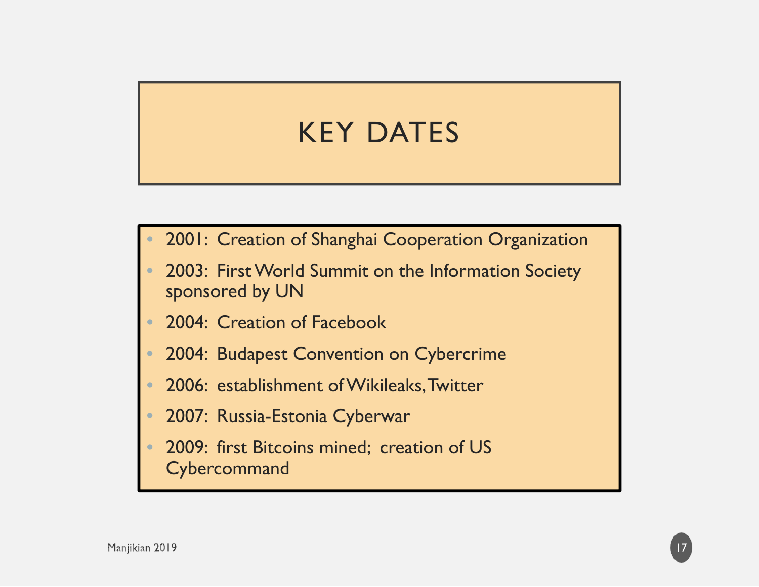# KEY DATES

- 2001: Creation of Shanghai Cooperation Organization
- 2003: First World Summit on the Information Society sponsored by UN
- 2004: Creation of Facebook
- 2004: Budapest Convention on Cybercrime
- 2006: establishment of Wikileaks, Twitter
- 2007: Russia-Estonia Cyberwar
- 2009: first Bitcoins mined; creation of US Cybercommand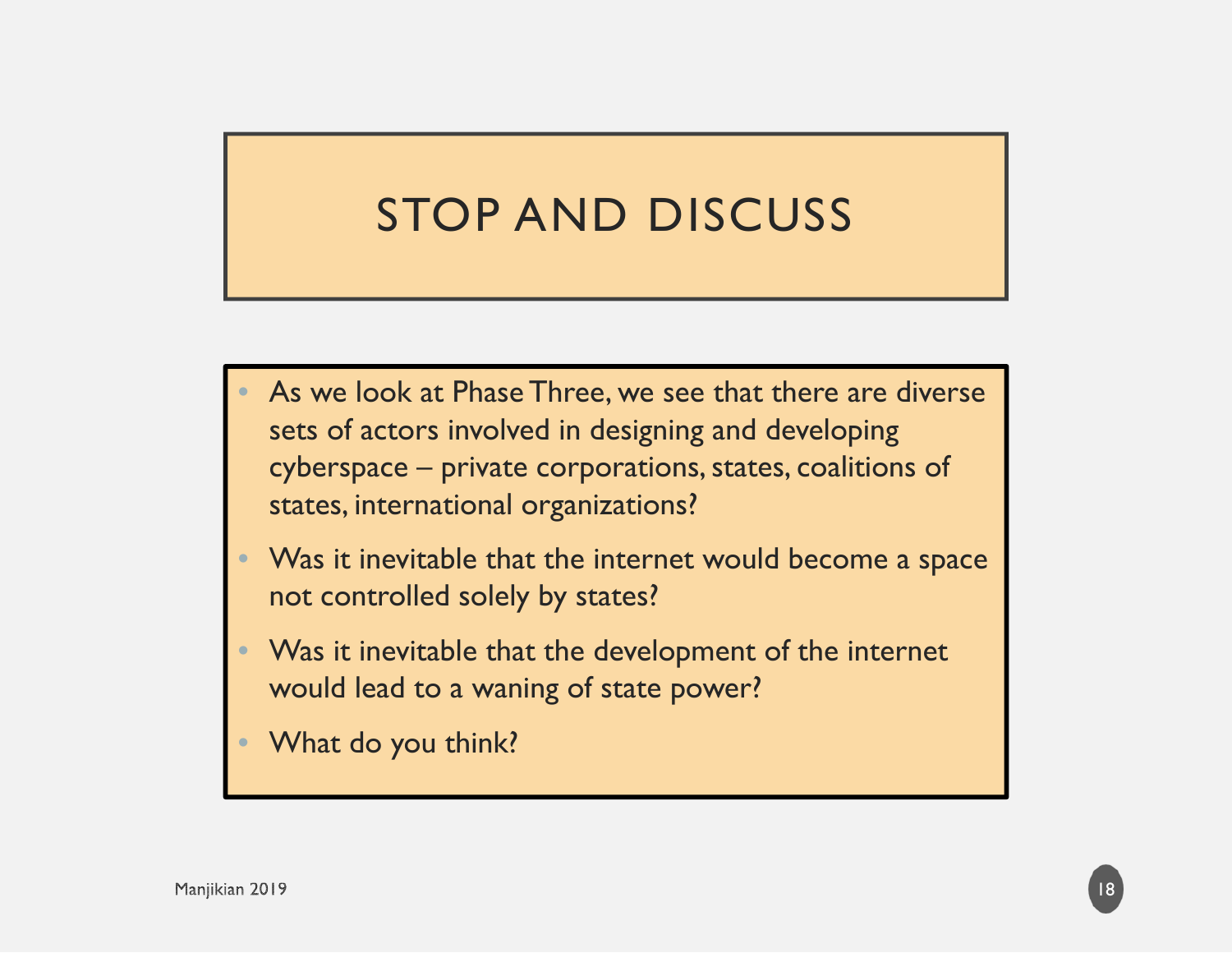# STOP AND DISCUSS

- As we look at Phase Three, we see that there are diverse sets of actors involved in designing and developing cyberspace – private corporations, states, coalitions of states, international organizations?
- Was it inevitable that the internet would become a space not controlled solely by states?
- Was it inevitable that the development of the internet would lead to a waning of state power?
- What do you think?

Manjikian 2019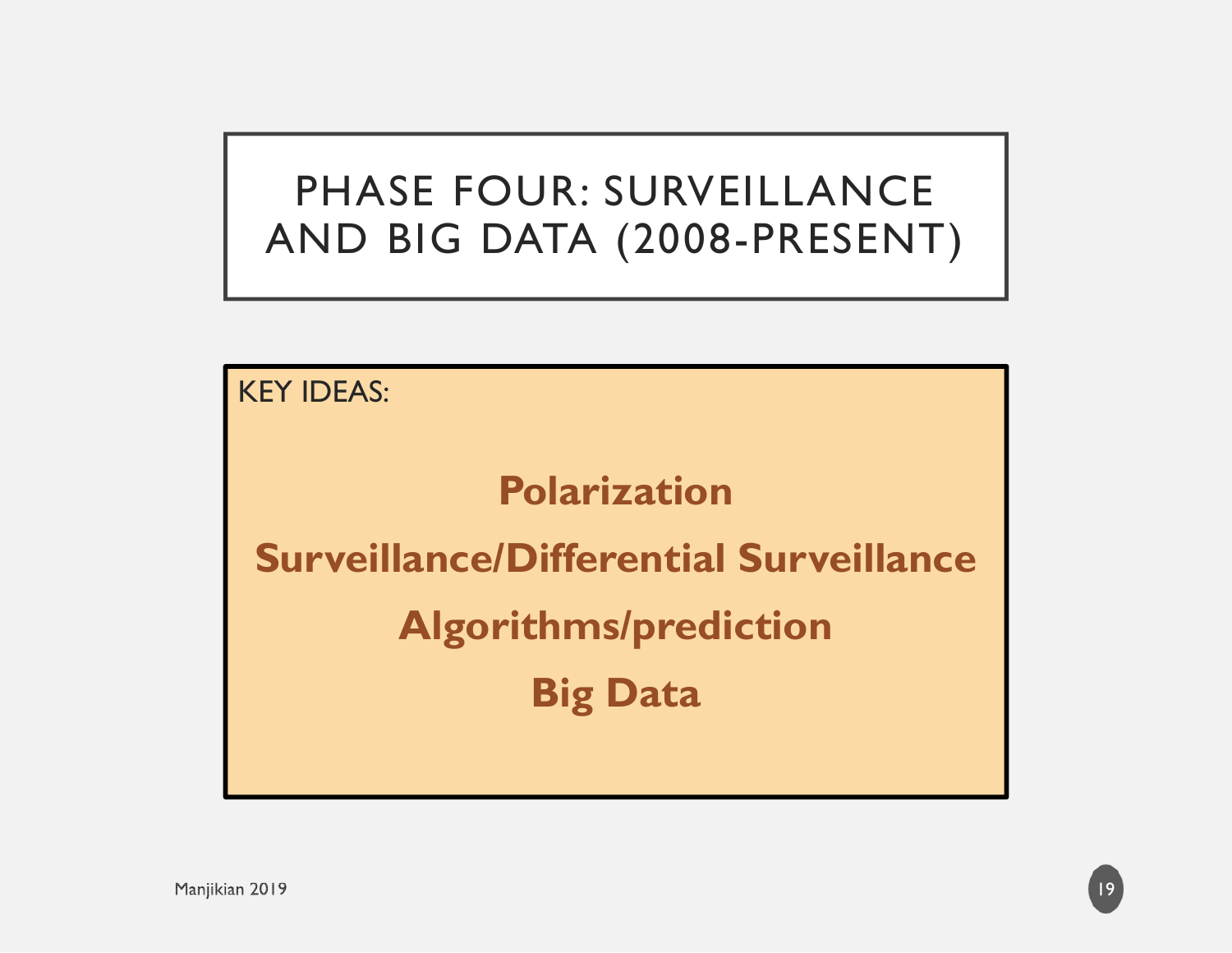# PHASE FOUR: SURVEILLANCE AND BIG DATA (2008-PRESENT)

KEY IDEAS:

**Polarization**

**Surveillance/Differential Surveillance**

**Algorithms/prediction**

**Big Data**

Manjikian 2019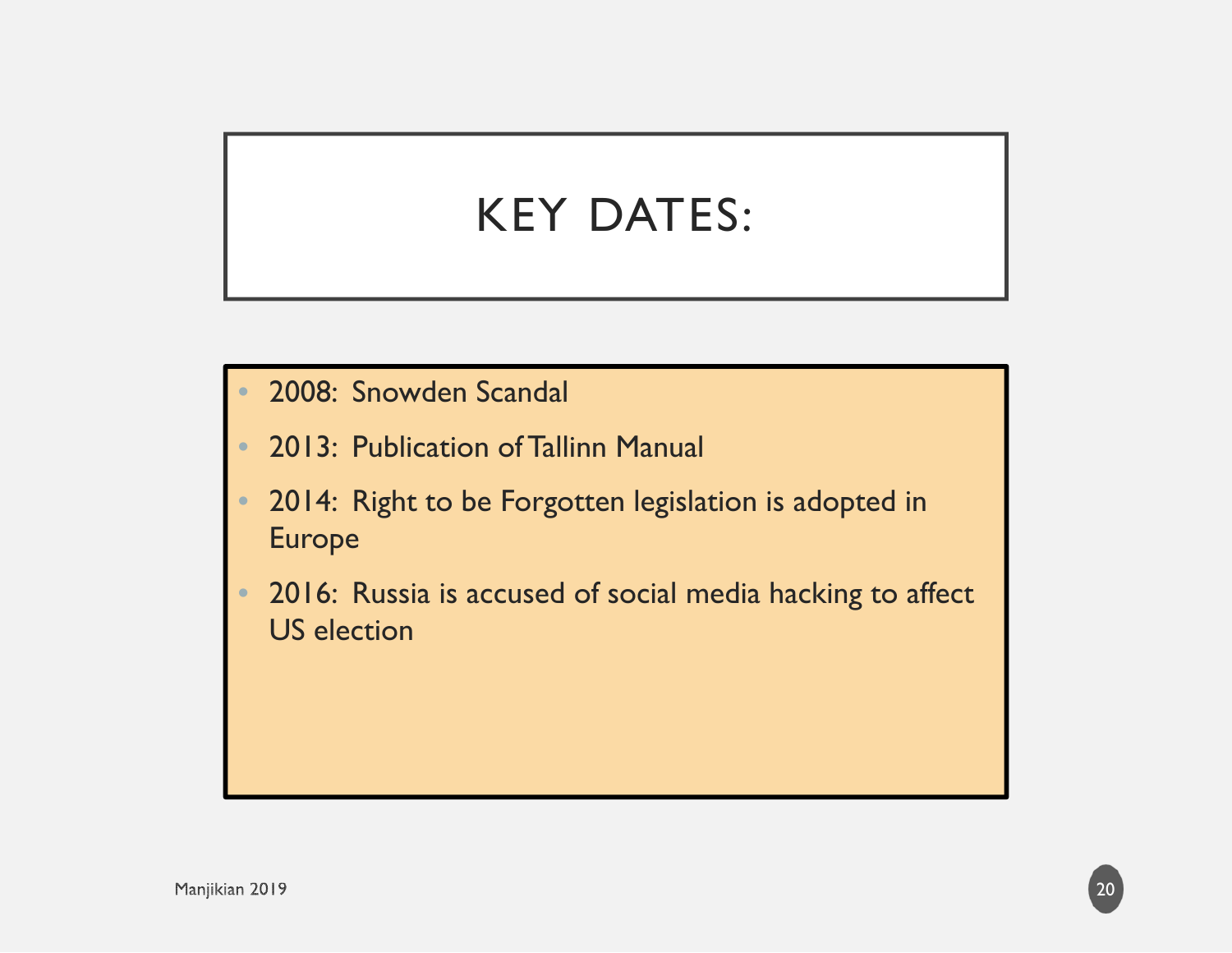# KEY DATES:

- 2008: Snowden Scandal
- 2013: Publication of Tallinn Manual
- 2014: Right to be Forgotten legislation is adopted in Europe
- 2016: Russia is accused of social media hacking to affect US election

Manjikian 2019